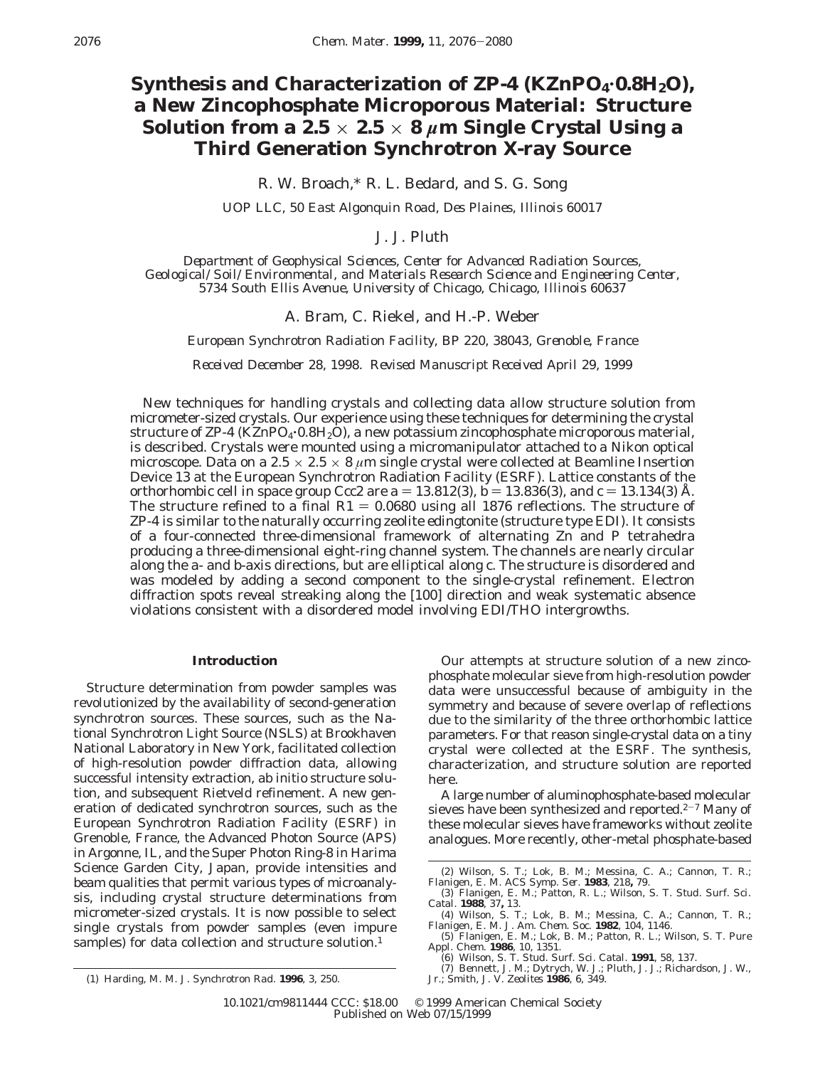# Synthesis and Characterization of ZP-4 ($KZnPO_4 \cdot 0.8H_2O$), a New Zincophosphate Microporous Material: Structure Solution from a 2.5 × 2.5 × 8 μm Single Crystal Using a Third Generation Synchrotron X-ray Source

R. W. Broach,* R. L. Bedard, and S. G. Song

*UOP LLC, 50 East Algonquin Road, Des Plaines, Illinois 60017*

J. J. Pluth

*Department of Geophysical Sciences, Center for Advanced Radiation Sources, Geological/Soil/Environmental, and Materials Research Science and Engineering Center, 5734 South Ellis Avenue, University of Chicago, Chicago, Illinois 60637*

A. Bram, C. Riekel, and H.-P. Weber

*European Synchrotron Radiation Facility, BP 220, 38043, Grenoble, France*

*Received December 28, 1998. Revised Manuscript Received April 29, 1999*

New techniques for handling crystals and collecting data allow structure solution from micrometer-sized crystals. Our experience using these techniques for determining the crystal structure of ZP-4 ($KZnPO_4 \cdot 0.8H_2O$), a new potassium zincophosphate microporous material, is described. Crystals were mounted using a micromanipulator attached to a Nikon optical microscope. Data on a 2.5 × 2.5 × 8 μm single crystal were collected at Beamline Insertion Device 13 at the European Synchrotron Radiation Facility (ESRF). Lattice constants of the orthorhombic cell in space group *Ccc*2 are $a = 13.812(3)$, $b = 13.836(3)$, and $c = 13.134(3)$ Å. The structure refined to a final $R1 = 0.0680$ using all 1876 reflections. The structure of ZP-4 is similar to the naturally occurring zeolite edingtonite (structure type EDI). It consists of a four-connected three-dimensional framework of alternating Zn and P tetrahedra producing a three-dimensional eight-ring channel system. The channels are nearly circular along the *a*- and *b*-axis directions, but are elliptical along *c*. The structure is disordered and was modeled by adding a second component to the single-crystal refinement. Electron diffraction spots reveal streaking along the [100] direction and weak systematic absence violations consistent with a disordered model involving EDI/THO intergrowths.

## Introduction

Structure determination from powder samples was revolutionized by the availability of second-generation synchrotron sources. These sources, such as the National Synchrotron Light Source (NSLS) at Brookhaven National Laboratory in New York, facilitated collection of high-resolution powder diffraction data, allowing successful intensity extraction, ab initio structure solution, and subsequent Rietveld refinement. A new generation of dedicated synchrotron sources, such as the European Synchrotron Radiation Facility (ESRF) in Grenoble, France, the Advanced Photon Source (APS) in Argonne, IL, and the Super Photon Ring-8 in Harima Science Garden City, Japan, provide intensities and beam qualities that permit various types of microanalysis, including crystal structure determinations from micrometer-sized crystals. It is now possible to select single crystals from powder samples (even impure samples) for data collection and structure solution.[1]

Our attempts at structure solution of a new zincophosphate molecular sieve from high-resolution powder data were unsuccessful because of ambiguity in the symmetry and because of severe overlap of reflections due to the similarity of the three orthorhombic lattice parameters. For that reason single-crystal data on a tiny crystal were collected at the ESRF. The synthesis, characterization, and structure solution are reported here.

A large number of aluminophosphate-based molecular sieves have been synthesized and reported.[2-7] Many of these molecular sieves have frameworks without zeolite analogues. More recently, other-metal phosphate-based

(1) Harding, M. M. *J. Synchrotron Rad.* **1996**, *3*, 250.

(2) Wilson, S. T.; Lok, B. M.; Messina, C. A.; Cannon, T. R.; Flanigen, E. M. *ACS Symp. Ser.* **1983**, *218*, 79.

(3) Flanigen, E. M.; Patton, R. L.; Wilson, S. T. *Stud. Surf. Sci. Catal.* **1988**, *37*, 13.

(4) Wilson, S. T.; Lok, B. M.; Messina, C. A.; Cannon, T. R.; Flanigen, E. M. *J. Am. Chem. Soc.* **1982**, *104*, 1146.

(5) Flanigen, E. M.; Lok, B. M.; Patton, R. L.; Wilson, S. T. *Pure Appl. Chem.* **1986**, *10*, 1351.

(6) Wilson, S. T. *Stud. Surf. Sci. Catal.* **1991**, *58*, 137.

(7) Bennett, J. M.; Dytrych, W. J.; Pluth, J. J.; Richardson, J. W., Jr.; Smith, J. V. *Zeolites* **1986**, *6*, 349.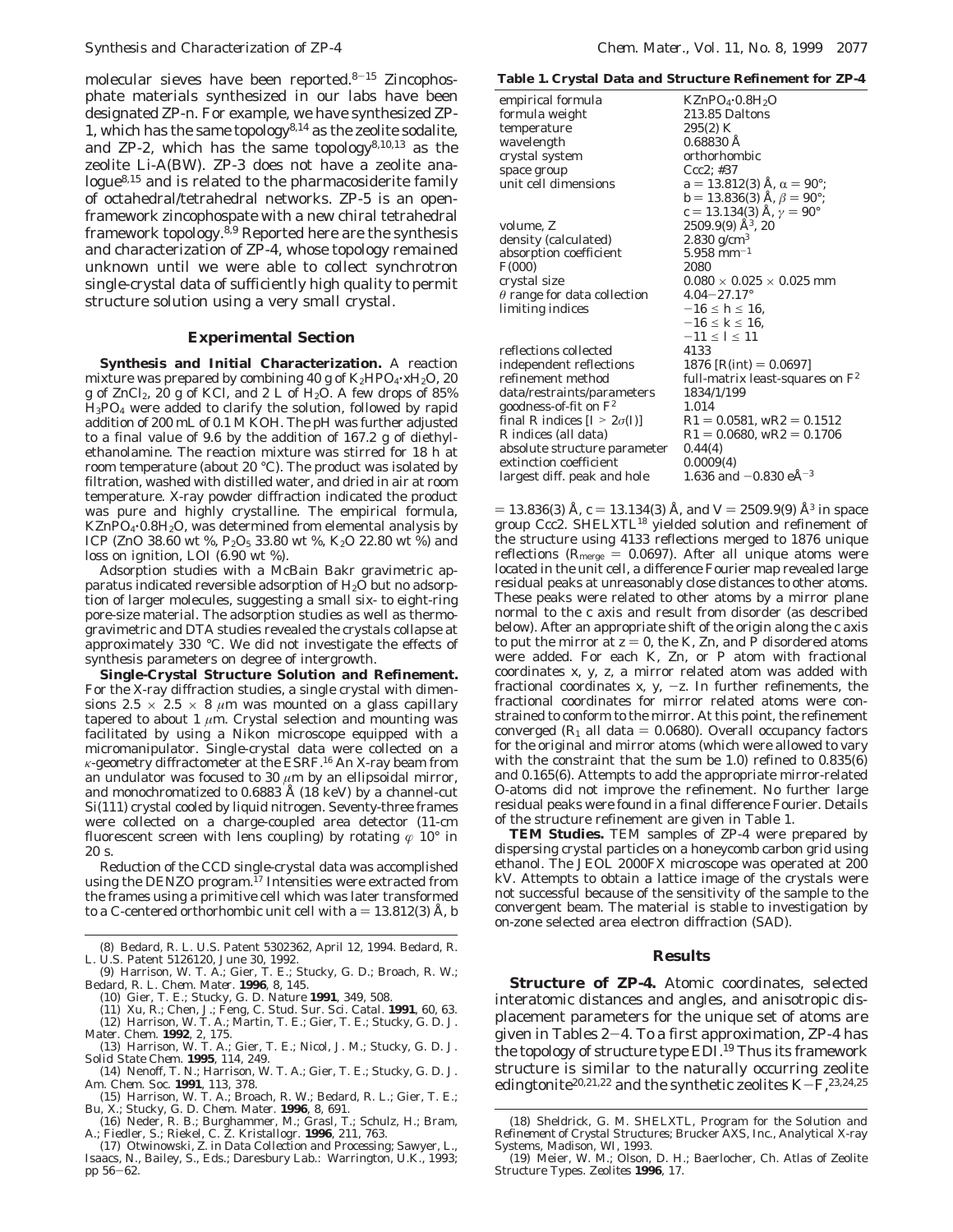molecular sieves have been reported.[8-15] Zincophosphate materials synthesized in our labs have been designated ZP-n. For example, we have synthesized ZP-1, which has the same topology[8,14] as the zeolite sodalite, and ZP-2, which has the same topology[8,10,13] as the zeolite Li-A(BW). ZP-3 does not have a zeolite analogue[8,15] and is related to the pharmacosiderite family of octahedral/tetrahedral networks. ZP-5 is an open-framework zincophospate with a new chiral tetrahedral framework topology.[8,9] Reported here are the synthesis and characterization of ZP-4, whose topology remained unknown until we were able to collect synchrotron single-crystal data of sufficiently high quality to permit structure solution using a very small crystal.

## Experimental Section

**Synthesis and Initial Characterization.** A reaction mixture was prepared by combining 40 g of $K_2HPO_4{\cdot}xH_2O$, 20 g of $ZnCl_2$, 20 g of KCl, and 2 L of $H_2O$. A few drops of 85% $H_3PO_4$ were added to clarify the solution, followed by rapid addition of 200 mL of 0.1 M KOH. The pH was further adjusted to a final value of 9.6 by the addition of 167.2 g of diethylethanolamine. The reaction mixture was stirred for 18 h at room temperature (about 20 °C). The product was isolated by filtration, washed with distilled water, and dried in air at room temperature. X-ray powder diffraction indicated the product was pure and highly crystalline. The empirical formula, $KZnPO_4{\cdot}0.8H_2O$, was determined from elemental analysis by ICP (ZnO 38.60 wt %, $P_2O_5$ 33.80 wt %, $K_2O$ 22.80 wt %) and loss on ignition, LOI (6.90 wt %).

Adsorption studies with a McBain Bakr gravimetric apparatus indicated reversible adsorption of $H_2O$ but no adsorption of larger molecules, suggesting a small six- to eight-ring pore-size material. The adsorption studies as well as thermogravimetric and DTA studies revealed the crystals collapse at approximately 330 °C. We did not investigate the effects of synthesis parameters on degree of intergrowth.

**Single-Crystal Structure Solution and Refinement.** For the X-ray diffraction studies, a single crystal with dimensions 2.5 × 2.5 × 8 μm was mounted on a glass capillary tapered to about 1 μm. Crystal selection and mounting was facilitated by using a Nikon microscope equipped with a micromanipulator. Single-crystal data were collected on a κ-geometry diffractometer at the ESRF.[16] An X-ray beam from an undulator was focused to 30 μm by an ellipsoidal mirror, and monochromatized to 0.6883 Å (18 keV) by a channel-cut Si(111) crystal cooled by liquid nitrogen. Seventy-three frames were collected on a charge-coupled area detector (11-cm fluorescent screen with lens coupling) by rotating $\varphi$ 10° in 20 s.

Reduction of the CCD single-crystal data was accomplished using the DENZO program.[17] Intensities were extracted from the frames using a primitive cell which was later transformed to a C-centered orthorhombic unit cell with a = 13.812(3) Å, b = 13.836(3) Å, c = 13.134(3) Å, and V = 2509.9(9) Å$^3$ in space group Ccc2. SHELXTL[18] yielded solution and refinement of the structure using 4133 reflections merged to 1876 unique reflections ($R_{merge}$ = 0.0697). After all unique atoms were located in the unit cell, a difference Fourier map revealed large residual peaks at unreasonably close distances to other atoms. These peaks were related to other atoms by a mirror plane normal to the c axis and result from disorder (as described below). After an appropriate shift of the origin along the c axis to put the mirror at z = 0, the K, Zn, and P disordered atoms were added. For each K, Zn, or P atom with fractional coordinates x, y, z, a mirror related atom was added with fractional coordinates x, y, −z. In further refinements, the fractional coordinates for mirror related atoms were constrained to conform to the mirror. At this point, the refinement converged ($R_1$ all data = 0.0680). Overall occupancy factors for the original and mirror atoms (which were allowed to vary with the constraint that the sum be 1.0) refined to 0.835(6) and 0.165(6). Attempts to add the appropriate mirror-related O-atoms did not improve the refinement. No further large residual peaks were found in a final difference Fourier. Details of the structure refinement are given in Table 1.

**TEM Studies.** TEM samples of ZP-4 were prepared by dispersing crystal particles on a honeycomb carbon grid using ethanol. The JEOL 2000FX microscope was operated at 200 kV. Attempts to obtain a lattice image of the crystals were not successful because of the sensitivity of the sample to the convergent beam. The material is stable to investigation by on-zone selected area electron diffraction (SAD).

**Table 1. Crystal Data and Structure Refinement for ZP-4**

| | |
|---|---|
| empirical formula | $KZnPO_4{\cdot}0.8H_2O$ |
| formula weight | 213.85 Daltons |
| temperature | 295(2) K |
| wavelength | 0.68830 Å |
| crystal system | orthorhombic |
| space group | Ccc2; #37 |
| unit cell dimensions | a = 13.812(3) Å, α = 90°; b = 13.836(3) Å, β = 90°; c = 13.134(3) Å, γ = 90° |
| volume, Z | 2509.9(9) Å$^3$, 20 |
| density (calculated) | 2.830 g/cm$^3$ |
| absorption coefficient | 5.958 mm$^{-1}$ |
| F(000) | 2080 |
| crystal size | 0.080 × 0.025 × 0.025 mm |
| θ range for data collection | 4.04–27.17° |
| limiting indices | −16 ≤ h ≤ 16, −16 ≤ k ≤ 16, −11 ≤ l ≤ 11 |
| reflections collected | 4133 |
| independent reflections | 1876 [R(int) = 0.0697] |
| refinement method | full-matrix least-squares on $F^2$ |
| data/restraints/parameters | 1834/1/199 |
| goodness-of-fit on $F^2$ | 1.014 |
| final R indices [$I > 2\sigma(I)$] | R1 = 0.0581, wR2 = 0.1512 |
| R indices (all data) | R1 = 0.0680, wR2 = 0.1706 |
| absolute structure parameter | 0.44(4) |
| extinction coefficient | 0.0009(4) |
| largest diff. peak and hole | 1.636 and −0.830 eÅ$^{-3}$ |

## Results

**Structure of ZP-4.** Atomic coordinates, selected interatomic distances and angles, and anisotropic displacement parameters for the unique set of atoms are given in Tables 2–4. To a first approximation, ZP-4 has the topology of structure type EDI.[19] Thus its framework structure is similar to the naturally occurring zeolite edingtonite[20,21,22] and the synthetic zeolites K–F,[23,24,25]

(8) Bedard, R. L. U.S. Patent 5302362, April 12, 1994. Bedard, R. L. U.S. Patent 5126120, June 30, 1992.

(9) Harrison, W. T. A.; Gier, T. E.; Stucky, G. D.; Broach, R. W.; Bedard, R. L. *Chem. Mater.* **1996**, 8, 145.

(10) Gier, T. E.; Stucky, G. D. *Nature* **1991**, 349, 508.

(11) Xu, R.; Chen, J.; Feng, C. *Stud. Sur. Sci. Catal.* **1991**, 60, 63.

(12) Harrison, W. T. A.; Martin, T. E.; Gier, T. E.; Stucky, G. D. *J. Mater. Chem.* **1992**, 2, 175.

(13) Harrison, W. T. A.; Gier, T. E.; Nicol, J. M.; Stucky, G. D. *J. Solid State Chem.* **1995**, 114, 249.

(14) Nenoff, T. N.; Harrison, W. T. A.; Gier, T. E.; Stucky, G. D. *J. Am. Chem. Soc.* **1991**, 113, 378.

(15) Harrison, W. T. A.; Broach, R. W.; Bedard, R. L.; Gier, T. E.; Bu, X.; Stucky, G. D. *Chem. Mater.* **1996**, 8, 691.

(16) Neder, R. B.; Burghammer, M.; Grasl, T.; Schulz, H.; Bram, A.; Fiedler, S.; Riekel, C. *Z. Kristallogr.* **1996**, 211, 763.

(17) Otwinowski, Z. in *Data Collection and Processing*; Sawyer, L., Isaacs, N., Bailey, S., Eds.; Daresbury Lab.: Warrington, U.K., 1993; pp 56–62.

(18) Sheldrick, G. M. SHELXTL, Program for the Solution and Refinement of Crystal Structures; Brucker AXS, Inc., Analytical X-ray Systems, Madison, WI, 1993.

(19) Meier, W. M.; Olson, D. H.; Baerlocher, Ch. Atlas of Zeolite Structure Types. *Zeolites* **1996**, 17.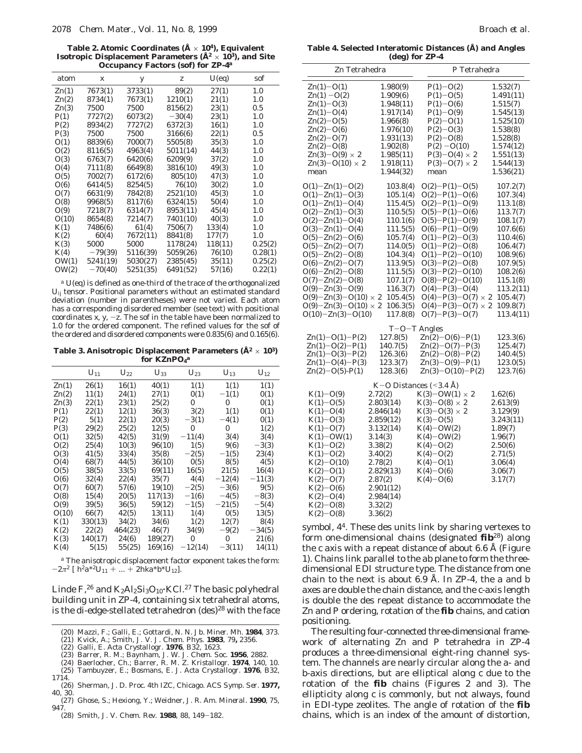**Table 2. Atomic Coordinates (Å × 10⁴), Equivalent Isotropic Displacement Parameters (Å² × 10³), and Site Occupancy Factors (sof) for ZP-4[a]**

| atom | x | y | z | U(eq) | sof |
|---|---|---|---|---|---|
| Zn(1) | 7673(1) | 3733(1) | 89(2) | 27(1) | 1.0 |
| Zn(2) | 8734(1) | 7673(1) | 1210(1) | 21(1) | 1.0 |
| Zn(3) | 7500 | 7500 | 8156(2) | 23(1) | 0.5 |
| P(1) | 7727(2) | 6073(2) | −30(4) | 23(1) | 1.0 |
| P(2) | 8934(2) | 7727(2) | 6372(3) | 16(1) | 1.0 |
| P(3) | 7500 | 7500 | 3166(6) | 22(1) | 0.5 |
| O(1) | 8839(6) | 7000(7) | 5505(8) | 35(3) | 1.0 |
| O(2) | 8116(5) | 4963(4) | 5011(14) | 44(3) | 1.0 |
| O(3) | 6763(7) | 6420(6) | 6209(9) | 37(2) | 1.0 |
| O(4) | 7111(8) | 6649(8) | 3816(10) | 49(3) | 1.0 |
| O(5) | 7002(7) | 6172(6) | 805(10) | 47(3) | 1.0 |
| O(6) | 6414(5) | 8254(5) | 76(10) | 30(2) | 1.0 |
| O(7) | 6631(9) | 7842(8) | 2521(10) | 45(3) | 1.0 |
| O(8) | 9968(5) | 8117(6) | 6324(15) | 50(4) | 1.0 |
| O(9) | 7218(7) | 6314(7) | 8953(11) | 45(4) | 1.0 |
| O(10) | 8654(8) | 7214(7) | 7401(10) | 40(3) | 1.0 |
| K(1) | 7486(6) | 61(4) | 7506(7) | 133(4) | 1.0 |
| K(2) | 60(4) | 7672(11) | 8841(8) | 177(7) | 1.0 |
| K(3) | 5000 | 5000 | 1178(24) | 118(11) | 0.25(2) |
| K(4) | −79(39) | 5116(39) | 5059(26) | 76(10) | 0.28(1) |
| OW(1) | 5241(19) | 5030(27) | 2385(45) | 35(11) | 0.25(2) |
| OW(2) | −70(40) | 5251(35) | 6491(52) | 57(16) | 0.22(1) |

[a] U(eq) is defined as one-third of the trace of the orthogonalized $U_{ij}$ tensor. Positional parameters without an estimated standard deviation (number in parentheses) were not varied. Each atom has a corresponding disordered member (see text) with positional coordinates x, y, −z. The sof in the table have been normalized to 1.0 for the ordered component. The refined values for the sof of the ordered and disordered components were 0.835(6) and 0.165(6).

**Table 3. Anisotropic Displacement Parameters (Å² × 10³) for $KZnPO_4$[a]**

| | $U_{11}$ | $U_{22}$ | $U_{33}$ | $U_{23}$ | $U_{13}$ | $U_{12}$ |
|---|---|---|---|---|---|---|
| Zn(1) | 26(1) | 16(1) | 40(1) | 1(1) | 1(1) | 1(1) |
| Zn(2) | 11(1) | 24(1) | 27(1) | 0(1) | −1(1) | 0(1) |
| Zn(3) | 22(1) | 23(1) | 25(2) | 0 | 0 | 0(1) |
| P(1) | 22(1) | 12(1) | 36(3) | 3(2) | 1(1) | 0(1) |
| P(2) | 5(1) | 22(1) | 20(3) | −3(1) | −4(1) | 0(1) |
| P(3) | 29(2) | 25(2) | 12(5) | 0 | 0 | 1(2) |
| O(1) | 32(5) | 42(5) | 31(9) | −11(4) | 3(4) | 3(4) |
| O(2) | 25(4) | 10(3) | 96(10) | 1(5) | 9(6) | −3(3) |
| O(3) | 41(5) | 33(4) | 35(8) | −2(5) | −1(5) | 23(4) |
| O(4) | 68(7) | 44(5) | 36(10) | 0(5) | 8(5) | 4(5) |
| O(5) | 38(5) | 33(5) | 69(11) | 16(5) | 21(5) | 16(4) |
| O(6) | 32(4) | 22(4) | 35(7) | 4(4) | −12(4) | −11(3) |
| O(7) | 60(7) | 57(6) | 19(10) | −2(5) | −3(6) | 9(5) |
| O(8) | 15(4) | 20(5) | 117(13) | −1(6) | −4(5) | −8(3) |
| O(9) | 39(5) | 36(5) | 59(12) | −1(5) | −21(5) | −5(4) |
| O(10) | 66(7) | 42(5) | 13(11) | 1(4) | 0(5) | 13(5) |
| K(1) | 330(13) | 34(2) | 34(6) | 1(2) | 12(7) | 8(4) |
| K(2) | 22(2) | 464(23) | 46(7) | 34(9) | −9(2) | −34(5) |
| K(3) | 140(17) | 24(6) | 189(27) | 0 | 0 | 21(6) |
| K(4) | 5(15) | 55(25) | 169(16) | −12(14) | −3(11) | 14(11) |

[a] The anisotropic displacement factor exponent takes the form: $-2\pi^2 [h^2a^{*2}U_{11} + ... + 2hka^*b^*U_{12}]$.

Linde F,[26] and $K_2Al_2Si_3O_{10}$·KCl.[27] The basic polyhedral building unit in ZP-4, containing six tetrahedral atoms, is the di-edge-stellated tetrahedron (des)[28] with the face symbol, $4^4$. These des units link by sharing vertexes to form one-dimensional chains (designated **fib**[28]) along the c axis with a repeat distance of about 6.6 Å (Figure 1). Chains link parallel to the ab plane to form the three-dimensional EDI structure type. The distance from one chain to the next is about 6.9 Å. In ZP-4, the a and b axes are double the chain distance, and the c-axis length is double the des repeat distance to accommodate the Zn and P ordering, rotation of the **fib** chains, and cation positioning.

The resulting four-connected three-dimensional framework of alternating Zn and P tetrahedra in ZP-4 produces a three-dimensional eight-ring channel system. The channels are nearly circular along the a- and b-axis directions, but are elliptical along c due to the rotation of the **fib** chains (Figures 2 and 3). The ellipticity along c is commonly, but not always, found in EDI-type zeolites. The angle of rotation of the **fib** chains, which is an index of the amount of distortion,

**Table 4. Selected Interatomic Distances (Å) and Angles (deg) for ZP-4**

| Zn Tetrahedra | | P Tetrahedra | |
|---|---|---|---|
| Zn(1)−O(1) | 1.980(9) | P(1)−O(2) | 1.532(7) |
| Zn(1)−O(2) | 1.909(6) | P(1)−O(5) | 1.491(11) |
| Zn(1)−O(3) | 1.948(11) | P(1)−O(6) | 1.515(7) |
| Zn(1)−O(4) | 1.917(14) | P(1)−O(9) | 1.545(13) |
| Zn(2)−O(5) | 1.966(8) | P(2)−O(1) | 1.525(10) |
| Zn(2)−O(6) | 1.976(10) | P(2)−O(3) | 1.538(8) |
| Zn(2)−O(7) | 1.931(13) | P(2)−O(8) | 1.528(8) |
| Zn(2)−O(8) | 1.902(8) | P(2)−O(10) | 1.574(12) |
| Zn(3)−O(9) × 2 | 1.985(11) | P(3)−O(4) × 2 | 1.551(13) |
| Zn(3)−O(10) × 2 | 1.918(11) | P(3)−O(7) × 2 | 1.544(13) |
| mean | 1.944(32) | mean | 1.536(21) |
| O(1)−Zn(1)−O(2) | 103.8(4) | O(2)−P(1)−O(5) | 107.2(7) |
| O(1)−Zn(1)−O(3) | 105.1(4) | O(2)−P(1)−O(6) | 107.3(4) |
| O(1)−Zn(1)−O(4) | 115.4(5) | O(2)−P(1)−O(9) | 113.1(8) |
| O(2)−Zn(1)−O(3) | 110.5(5) | O(5)−P(1)−O(6) | 113.7(7) |
| O(2)−Zn(1)−O(4) | 110.1(6) | O(5)−P(1)−O(9) | 108.1(7) |
| O(3)−Zn(1)−O(4) | 111.5(5) | O(6)−P(1)−O(9) | 107.6(6) |
| O(5)−Zn(2)−O(6) | 105.7(4) | O(1)−P(2)−O(3) | 110.4(6) |
| O(5)−Zn(2)−O(7) | 114.0(5) | O(1)−P(2)−O(8) | 106.4(7) |
| O(5)−Zn(2)−O(8) | 104.3(4) | O(1)−P(2)−O(10) | 108.9(6) |
| O(6)−Zn(2)−O(7) | 113.9(5) | O(3)−P(2)−O(8) | 107.9(5) |
| O(6)−Zn(2)−O(8) | 111.5(5) | O(3)−P(2)−O(10) | 108.2(6) |
| O(7)−Zn(2)−O(8) | 107.1(7) | O(8)−P(2)−O(10) | 115.1(8) |
| O(9)−Zn(3)−O(9) | 116.3(7) | O(4)−P(3)−O(4) | 113.2(11) |
| O(9)−Zn(3)−O(10) × 2 | 105.4(5) | O(4)−P(3)−O(7) × 2 | 105.4(7) |
| O(9)−Zn(3)−O(10) × 2 | 106.3(5) | O(4)−P(3)−O(7) × 2 | 109.8(7) |
| O(10)−Zn(3)−O(10) | 117.8(8) | O(7)−P(3)−O(7) | 113.4(11) |
| **T−O−T Angles** | | | |
| Zn(1)−O(1)−P(2) | 127.8(5) | Zn(2)−O(6)−P(1) | 123.3(6) |
| Zn(1)−O(2)−P(1) | 140.7(5) | Zn(2)−O(7)−P(3) | 125.4(7) |
| Zn(1)−O(3)−P(2) | 126.3(6) | Zn(2)−O(8)−P(2) | 140.4(5) |
| Zn(1)−O(4)−P(3) | 123.3(7) | Zn(3)−O(9)−P(1) | 123.0(5) |
| Zn(2)−O(5)-P(1) | 128.3(6) | Zn(3)−O(10)−P(2) | 123.7(6) |
| **K−O Distances (<3.4 Å)** | | | |
| K(1)−O(9) | 2.72(2) | K(3)−OW(1) × 2 | 1.62(6) |
| K(1)−O(5) | 2.803(14) | K(3)−O(8) × 2 | 2.613(9) |
| K(1)−O(4) | 2.846(14) | K(3)−O(3) × 2 | 3.129(9) |
| K(1)−O(3) | 2.859(12) | K(3)−O(5) | 3.243(11) |
| K(1)−O(7) | 3.132(14) | K(4)−OW(2) | 1.89(7) |
| K(1)−OW(1) | 3.14(3) | K(4)−OW(2) | 1.96(7) |
| K(1)−O(2) | 3.38(2) | K(4)−O(2) | 2.50(6) |
| K(1)−O(2) | 3.40(2) | K(4)−O(2) | 2.71(5) |
| K(2)−O(10) | 2.78(2) | K(4)−O(1) | 3.06(4) |
| K(2)−O(1) | 2.829(13) | K(4)−O(6) | 3.06(7) |
| K(2)−O(7) | 2.87(2) | K(4)−O(6) | 3.17(7) |
| K(2)−O(6) | 2.901(12) | | |
| K(2)−O(4) | 2.984(14) | | |
| K(2)−O(8) | 3.32(2) | | |
| K(2)−O(8) | 3.36(2) | | |

(20) Mazzi, F.; Galli, E.; Gottardi, N. N. Jb. Miner. Mh. **1984**, 373.
(21) Kvick, A.; Smith, J. V. J. Chem. Phys. **1983**, 79**,** 2356.
(22) Galli, E. Acta Crystallogr. **1976**, B32, 1623.
(23) Barrer, R. M.; Baynham, J. W. J. Chem. Soc. **1956**, 2882.
(24) Baerlocher, Ch.; Barrer, R. M. Z. Kristallogr. **1974**, 140, 10.
(25) Tambuyzer, E.; Bosmans, E. J. Acta Crystallogr. **1976**, B32, 1714.
(26) Sherman, J. D. Proc. 4th IZC, Chicago. ACS Symp. Ser. **1977,** 40, 30.
(27) Ghose, S.; Hexiong, Y.; Weidner, J. R. Am. Mineral. **1990**, 75, 947.
(28) Smith, J. V. Chem. Rev. **1988**, 88, 149−182.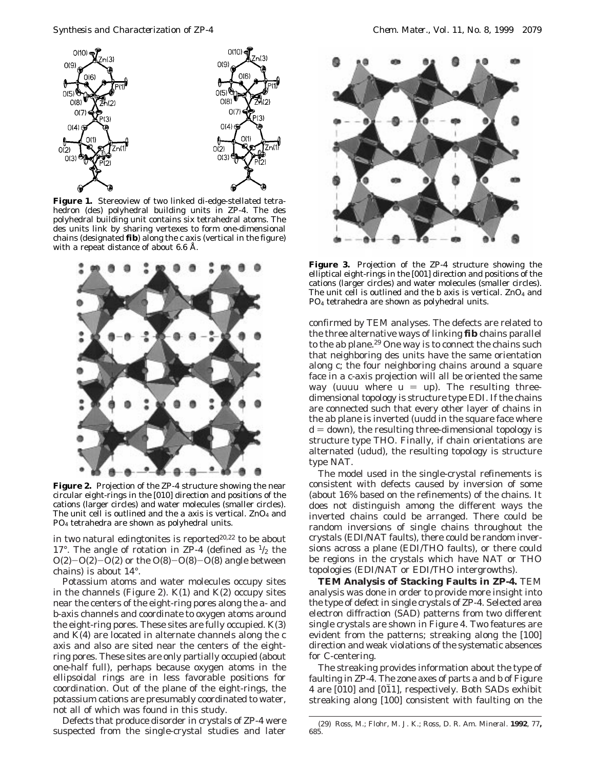**Figure 1.** Stereoview of two linked di-edge-stellated tetrahedron (des) polyhedral building units in ZP-4. The des polyhedral building unit contains six tetrahedral atoms. The des units link by sharing vertexes to form one-dimensional chains (designated **fib**) along the c axis (vertical in the figure) with a repeat distance of about 6.6 Å.

**Figure 2.** Projection of the ZP-4 structure showing the near circular eight-rings in the [010] direction and positions of the cations (larger circles) and water molecules (smaller circles). The unit cell is outlined and the a axis is vertical. $ZnO_4$ and $PO_4$ tetrahedra are shown as polyhedral units.

in two natural edingtonites is reported[20,22] to be about 17°. The angle of rotation in ZP-4 (defined as $^1/_2$ the O(2)−O(2)−O(2) or the O(8)−O(8)−O(8) angle between chains) is about 14°.

Potassium atoms and water molecules occupy sites in the channels (Figure 2). K(1) and K(2) occupy sites near the centers of the eight-ring pores along the a- and b-axis channels and coordinate to oxygen atoms around the eight-ring pores. These sites are fully occupied. K(3) and K(4) are located in alternate channels along the c axis and also are sited near the centers of the eight-ring pores. These sites are only partially occupied (about one-half full), perhaps because oxygen atoms in the ellipsoidal rings are in less favorable positions for coordination. Out of the plane of the eight-rings, the potassium cations are presumably coordinated to water, not all of which was found in this study.

Defects that produce disorder in crystals of ZP-4 were suspected from the single-crystal studies and later confirmed by TEM analyses. The defects are related to the three alternative ways of linking **fib** chains parallel to the ab plane.[29] One way is to connect the chains such that neighboring des units have the same orientation along c; the four neighboring chains around a square face in a c-axis projection will all be oriented the same way (uuuu where u = up). The resulting three-dimensional topology is structure type EDI. If the chains are connected such that every other layer of chains in the ab plane is inverted (uudd in the square face where d = down), the resulting three-dimensional topology is structure type THO. Finally, if chain orientations are alternated (udud), the resulting topology is structure type NAT.

**Figure 3.** Projection of the ZP-4 structure showing the elliptical eight-rings in the [001] direction and positions of the cations (larger circles) and water molecules (smaller circles). The unit cell is outlined and the b axis is vertical. $ZnO_4$ and $PO_4$ tetrahedra are shown as polyhedral units.

The model used in the single-crystal refinements is consistent with defects caused by inversion of some (about 16% based on the refinements) of the chains. It does not distinguish among the different ways the inverted chains could be arranged. There could be random inversions of single chains throughout the crystals (EDI/NAT faults), there could be random inversions across a plane (EDI/THO faults), or there could be regions in the crystals which have NAT or THO topologies (EDI/NAT or EDI/THO intergrowths).

**TEM Analysis of Stacking Faults in ZP-4.** TEM analysis was done in order to provide more insight into the type of defect in single crystals of ZP-4. Selected area electron diffraction (SAD) patterns from two different single crystals are shown in Figure 4. Two features are evident from the patterns; streaking along the [100] direction and weak violations of the systematic absences for C-centering.

The streaking provides information about the type of faulting in ZP-4. The zone axes of parts a and b of Figure 4 are [010] and [0$\bar{1}$1], respectively. Both SADs exhibit streaking along [100] consistent with faulting on the

(29) Ross, M.; Flohr, M. J. K.; Ross, D. R. *Am. Mineral.* **1992**, *77*, 685.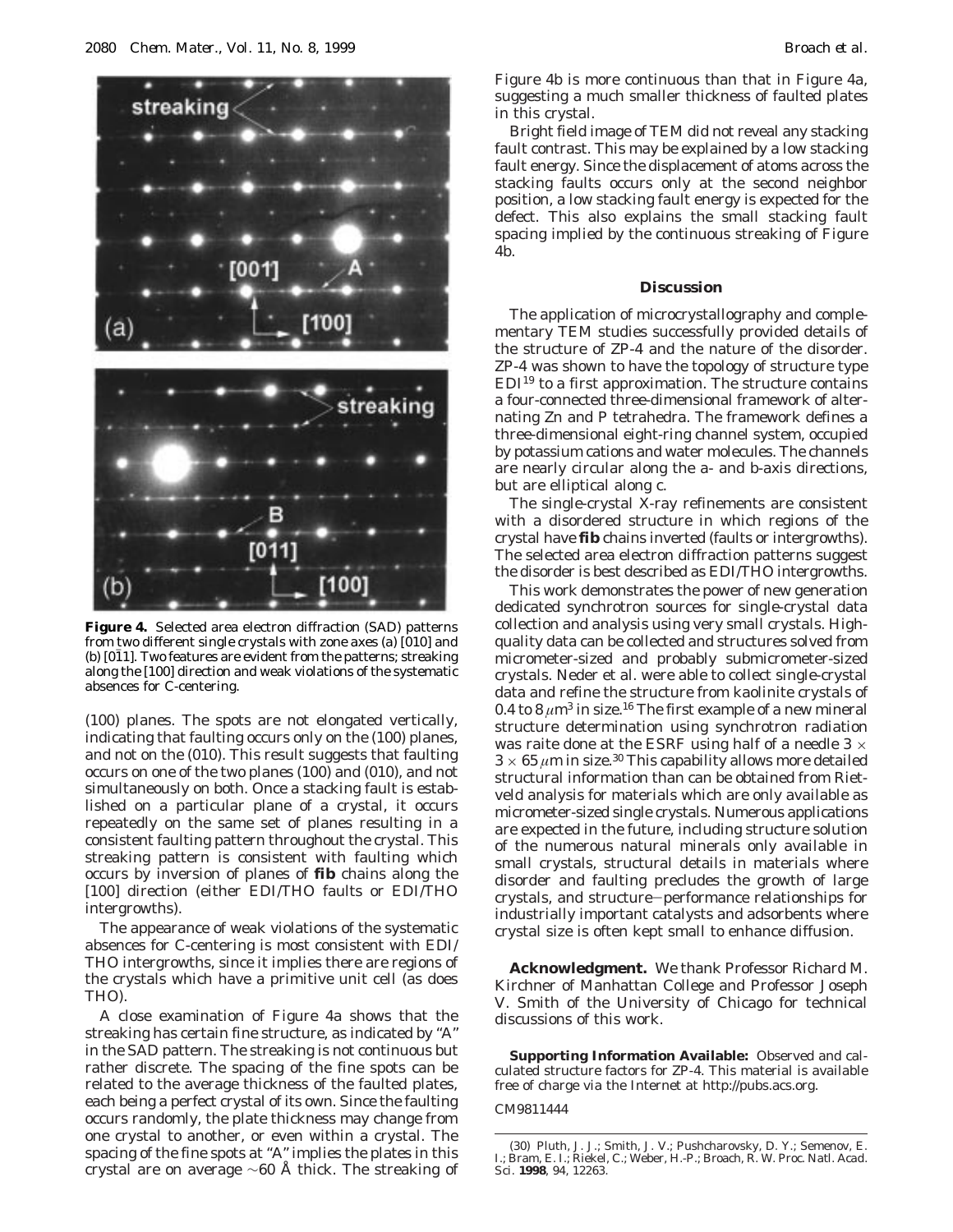**Figure 4.** Selected area electron diffraction (SAD) patterns from two different single crystals with zone axes (a) [010] and (b) [01̄1]. Two features are evident from the patterns; streaking along the [100] direction and weak violations of the systematic absences for C-centering.

(100) planes. The spots are not elongated vertically, indicating that faulting occurs only on the (100) planes, and not on the (010). This result suggests that faulting occurs on one of the two planes (100) and (010), and not simultaneously on both. Once a stacking fault is established on a particular plane of a crystal, it occurs repeatedly on the same set of planes resulting in a consistent faulting pattern throughout the crystal. This streaking pattern is consistent with faulting which occurs by inversion of planes of **fib** chains along the [100] direction (either EDI/THO faults or EDI/THO intergrowths).

The appearance of weak violations of the systematic absences for C-centering is most consistent with EDI/THO intergrowths, since it implies there are regions of the crystals which have a primitive unit cell (as does THO).

A close examination of Figure 4a shows that the streaking has certain fine structure, as indicated by "A" in the SAD pattern. The streaking is not continuous but rather discrete. The spacing of the fine spots can be related to the average thickness of the faulted plates, each being a perfect crystal of its own. Since the faulting occurs randomly, the plate thickness may change from one crystal to another, or even within a crystal. The spacing of the fine spots at "A" implies the plates in this crystal are on average ~60 Å thick. The streaking of Figure 4b is more continuous than that in Figure 4a, suggesting a much smaller thickness of faulted plates in this crystal.

Bright field image of TEM did not reveal any stacking fault contrast. This may be explained by a low stacking fault energy. Since the displacement of atoms across the stacking faults occurs only at the second neighbor position, a low stacking fault energy is expected for the defect. This also explains the small stacking fault spacing implied by the continuous streaking of Figure 4b.

## Discussion

The application of microcrystallography and complementary TEM studies successfully provided details of the structure of ZP-4 and the nature of the disorder. ZP-4 was shown to have the topology of structure type EDI[19] to a first approximation. The structure contains a four-connected three-dimensional framework of alternating Zn and P tetrahedra. The framework defines a three-dimensional eight-ring channel system, occupied by potassium cations and water molecules. The channels are nearly circular along the a- and b-axis directions, but are elliptical along c.

The single-crystal X-ray refinements are consistent with a disordered structure in which regions of the crystal have **fib** chains inverted (faults or intergrowths). The selected area electron diffraction patterns suggest the disorder is best described as EDI/THO intergrowths.

This work demonstrates the power of new generation dedicated synchrotron sources for single-crystal data collection and analysis using very small crystals. High-quality data can be collected and structures solved from micrometer-sized and probably submicrometer-sized crystals. Neder et al. were able to collect single-crystal data and refine the structure from kaolinite crystals of 0.4 to 8 $\mu m^3$ in size.[16] The first example of a new mineral structure determination using synchrotron radiation was raite done at the ESRF using half of a needle $3 \times 3 \times 65$ $\mu m$ in size.[30] This capability allows more detailed structural information than can be obtained from Rietveld analysis for materials which are only available as micrometer-sized single crystals. Numerous applications are expected in the future, including structure solution of the numerous natural minerals only available in small crystals, structural details in materials where disorder and faulting precludes the growth of large crystals, and structure–performance relationships for industrially important catalysts and adsorbents where crystal size is often kept small to enhance diffusion.

**Acknowledgment.** We thank Professor Richard M. Kirchner of Manhattan College and Professor Joseph V. Smith of the University of Chicago for technical discussions of this work.

**Supporting Information Available:** Observed and calculated structure factors for ZP-4. This material is available free of charge via the Internet at http://pubs.acs.org.

CM9811444

(30) Pluth, J. J.; Smith, J. V.; Pushcharovsky, D. Y.; Semenov, E. I.; Bram, E. I.; Riekel, C.; Weber, H.-P.; Broach, R. W. *Proc. Natl. Acad. Sci.* **1998**, 94, 12263.